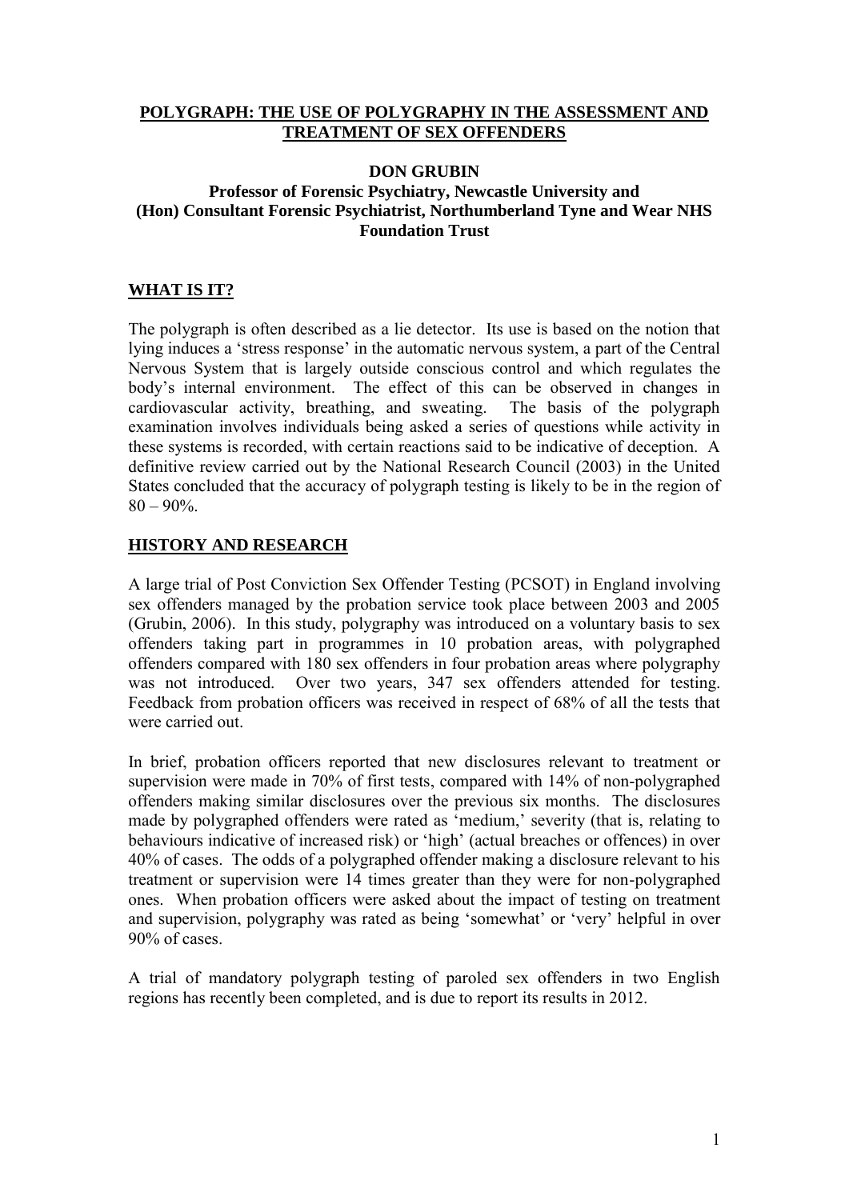# POLYGRAPH: THE USE OF POLYGRAPHY IN THE ASSESSMENT AND TREATMENT OF SEX OFFENDERS

**DON GRUBIN**

**Professor of Forensic Psychiatry, Newcastle University and (Hon) Consultant Forensic Psychiatrist, Northumberland Tyne and Wear NHS Foundation Trust**

## WHAT IS IT?

The polygraph is often described as a lie detector. Its use is based on the notion that lying induces a 'stress response' in the automatic nervous system, a part of the Central Nervous System that is largely outside conscious control and which regulates the body's internal environment. The effect of this can be observed in changes in cardiovascular activity, breathing, and sweating. The basis of the polygraph examination involves individuals being asked a series of questions while activity in these systems is recorded, with certain reactions said to be indicative of deception. A definitive review carried out by the National Research Council (2003) in the United States concluded that the accuracy of polygraph testing is likely to be in the region of 80 – 90%.

## HISTORY AND RESEARCH

A large trial of Post Conviction Sex Offender Testing (PCSOT) in England involving sex offenders managed by the probation service took place between 2003 and 2005 (Grubin, 2006). In this study, polygraphy was introduced on a voluntary basis to sex offenders taking part in programmes in 10 probation areas, with polygraphed offenders compared with 180 sex offenders in four probation areas where polygraphy was not introduced. Over two years, 347 sex offenders attended for testing. Feedback from probation officers was received in respect of 68% of all the tests that were carried out.

In brief, probation officers reported that new disclosures relevant to treatment or supervision were made in 70% of first tests, compared with 14% of non-polygraphed offenders making similar disclosures over the previous six months. The disclosures made by polygraphed offenders were rated as 'medium,' severity (that is, relating to behaviours indicative of increased risk) or 'high' (actual breaches or offences) in over 40% of cases. The odds of a polygraphed offender making a disclosure relevant to his treatment or supervision were 14 times greater than they were for non-polygraphed ones. When probation officers were asked about the impact of testing on treatment and supervision, polygraphy was rated as being 'somewhat' or 'very' helpful in over 90% of cases.

A trial of mandatory polygraph testing of paroled sex offenders in two English regions has recently been completed, and is due to report its results in 2012.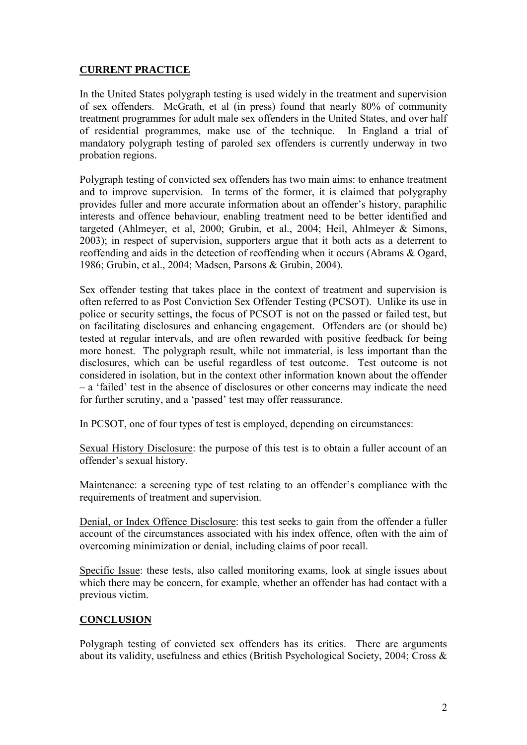## **CURRENT PRACTICE**

In the United States polygraph testing is used widely in the treatment and supervision of sex offenders. McGrath, et al (in press) found that nearly 80% of community treatment programmes for adult male sex offenders in the United States, and over half of residential programmes, make use of the technique. In England a trial of mandatory polygraph testing of paroled sex offenders is currently underway in two probation regions.

Polygraph testing of convicted sex offenders has two main aims: to enhance treatment and to improve supervision. In terms of the former, it is claimed that polygraphy provides fuller and more accurate information about an offender's history, paraphilic interests and offence behaviour, enabling treatment need to be better identified and targeted (Ahlmeyer, et al, 2000; Grubin, et al., 2004; Heil, Ahlmeyer & Simons, 2003); in respect of supervision, supporters argue that it both acts as a deterrent to reoffending and aids in the detection of reoffending when it occurs (Abrams & Ogard, 1986; Grubin, et al., 2004; Madsen, Parsons & Grubin, 2004).

Sex offender testing that takes place in the context of treatment and supervision is often referred to as Post Conviction Sex Offender Testing (PCSOT). Unlike its use in police or security settings, the focus of PCSOT is not on the passed or failed test, but on facilitating disclosures and enhancing engagement. Offenders are (or should be) tested at regular intervals, and are often rewarded with positive feedback for being more honest. The polygraph result, while not immaterial, is less important than the disclosures, which can be useful regardless of test outcome. Test outcome is not considered in isolation, but in the context other information known about the offender – a 'failed' test in the absence of disclosures or other concerns may indicate the need for further scrutiny, and a 'passed' test may offer reassurance.

In PCSOT, one of four types of test is employed, depending on circumstances:

<u>Sexual History Disclosure</u>: the purpose of this test is to obtain a fuller account of an offender's sexual history.

<u>Maintenance</u>: a screening type of test relating to an offender's compliance with the requirements of treatment and supervision.

<u>Denial, or Index Offence Disclosure</u>: this test seeks to gain from the offender a fuller account of the circumstances associated with his index offence, often with the aim of overcoming minimization or denial, including claims of poor recall.

<u>Specific Issue</u>: these tests, also called monitoring exams, look at single issues about which there may be concern, for example, whether an offender has had contact with a previous victim.

## **CONCLUSION**

Polygraph testing of convicted sex offenders has its critics. There are arguments about its validity, usefulness and ethics (British Psychological Society, 2004; Cross &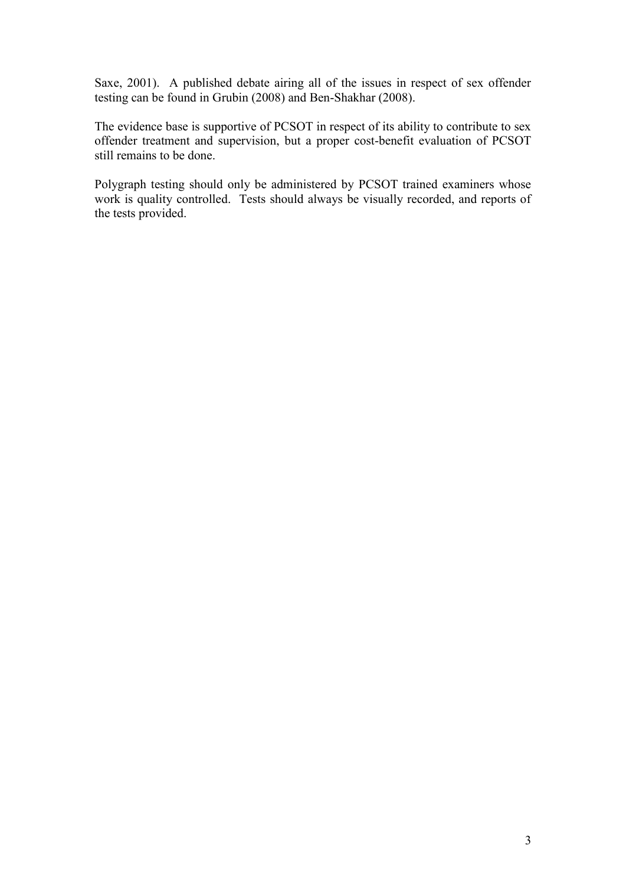Saxe, 2001). A published debate airing all of the issues in respect of sex offender testing can be found in Grubin (2008) and Ben-Shakhar (2008).

The evidence base is supportive of PCSOT in respect of its ability to contribute to sex offender treatment and supervision, but a proper cost-benefit evaluation of PCSOT still remains to be done.

Polygraph testing should only be administered by PCSOT trained examiners whose work is quality controlled. Tests should always be visually recorded, and reports of the tests provided.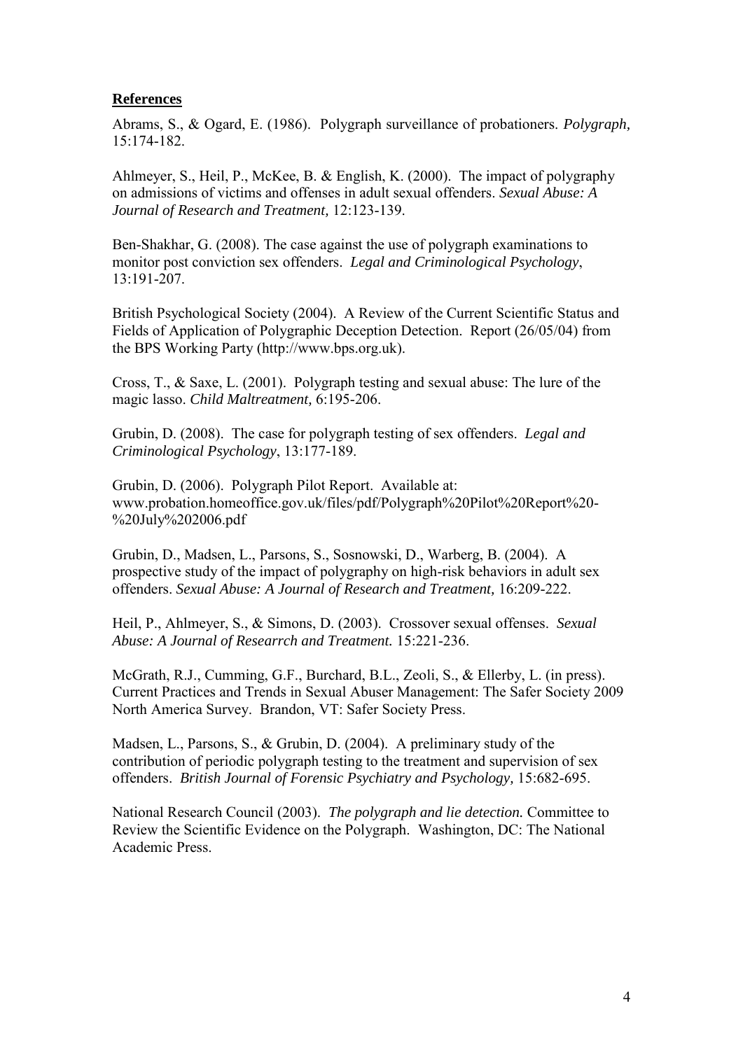**References**

Abrams, S., & Ogard, E. (1986). Polygraph surveillance of probationers. *Polygraph,* 15:174-182.

Ahlmeyer, S., Heil, P., McKee, B. & English, K. (2000). The impact of polygraphy on admissions of victims and offenses in adult sexual offenders. *Sexual Abuse: A Journal of Research and Treatment,* 12:123-139.

Ben-Shakhar, G. (2008). The case against the use of polygraph examinations to monitor post conviction sex offenders. *Legal and Criminological Psychology*, 13:191-207.

British Psychological Society (2004). A Review of the Current Scientific Status and Fields of Application of Polygraphic Deception Detection. Report (26/05/04) from the BPS Working Party (http://www.bps.org.uk).

Cross, T., & Saxe, L. (2001). Polygraph testing and sexual abuse: The lure of the magic lasso. *Child Maltreatment,* 6:195-206.

Grubin, D. (2008). The case for polygraph testing of sex offenders. *Legal and Criminological Psychology*, 13:177-189.

Grubin, D. (2006). Polygraph Pilot Report. Available at: www.probation.homeoffice.gov.uk/files/pdf/Polygraph%20Pilot%20Report%20-%20July%202006.pdf

Grubin, D., Madsen, L., Parsons, S., Sosnowski, D., Warberg, B. (2004). A prospective study of the impact of polygraphy on high-risk behaviors in adult sex offenders. *Sexual Abuse: A Journal of Research and Treatment,* 16:209-222.

Heil, P., Ahlmeyer, S., & Simons, D. (2003). Crossover sexual offenses. *Sexual Abuse: A Journal of Researrch and Treatment.* 15:221-236.

McGrath, R.J., Cumming, G.F., Burchard, B.L., Zeoli, S., & Ellerby, L. (in press). Current Practices and Trends in Sexual Abuser Management: The Safer Society 2009 North America Survey. Brandon, VT: Safer Society Press.

Madsen, L., Parsons, S., & Grubin, D. (2004). A preliminary study of the contribution of periodic polygraph testing to the treatment and supervision of sex offenders. *British Journal of Forensic Psychiatry and Psychology,* 15:682-695.

National Research Council (2003). *The polygraph and lie detection.* Committee to Review the Scientific Evidence on the Polygraph. Washington, DC: The National Academic Press.